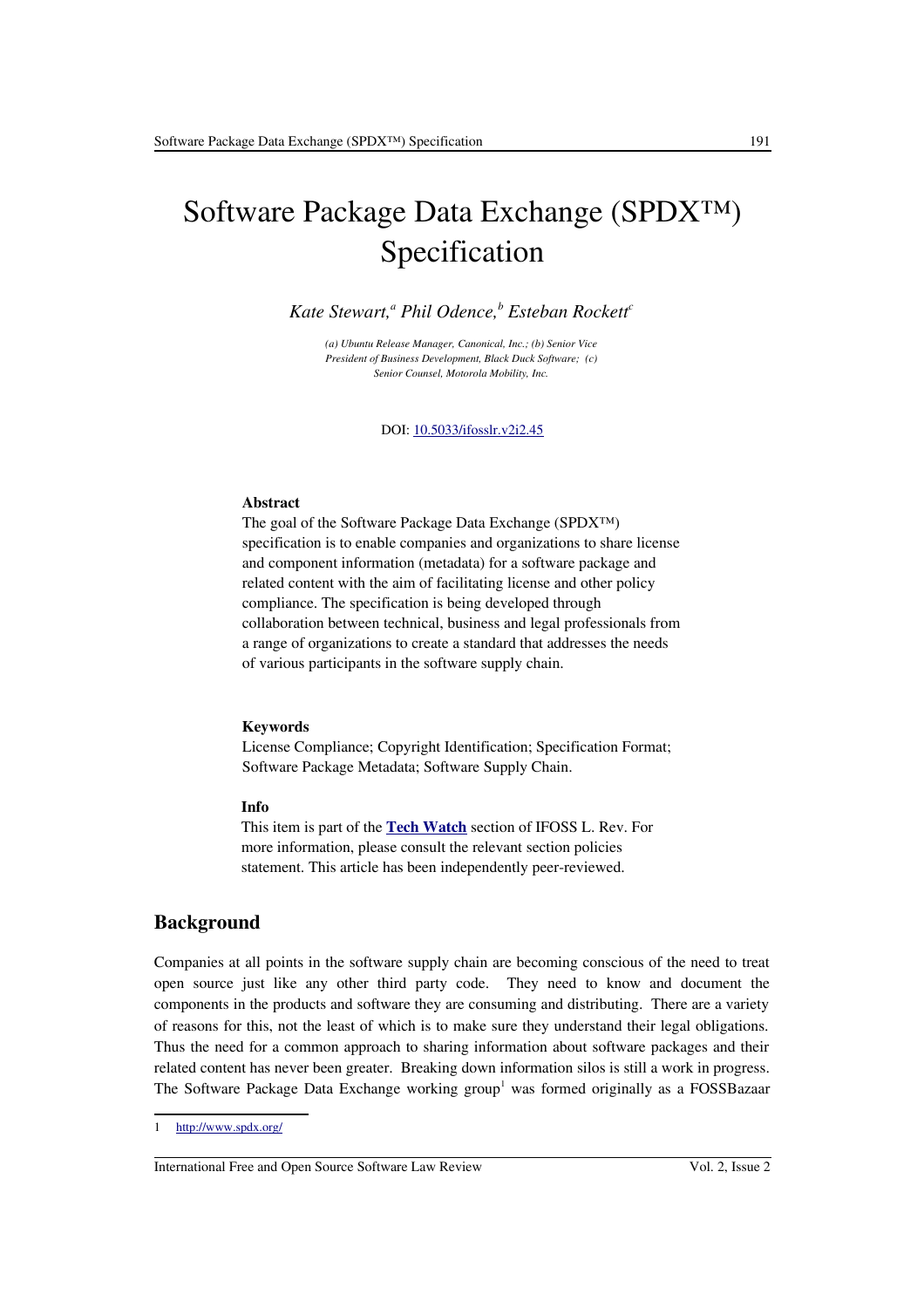# Software Package Data Exchange (SPDX™) Specification

*Kate Stewart,[a] Phil Odence,[b] Esteban Rockett[c]*

*(a) Ubuntu Release Manager, Canonical, Inc.; (b) Senior Vice President of Business Development, Black Duck Software; (c) Senior Counsel, Motorola Mobility, Inc.*

DOI: [10.5033/ifosslr.v2i2.45](10.5033/ifosslr.v2i2.45)

**Abstract**

The goal of the Software Package Data Exchange (SPDX™) specification is to enable companies and organizations to share license and component information (metadata) for a software package and related content with the aim of facilitating license and other policy compliance. The specification is being developed through collaboration between technical, business and legal professionals from a range of organizations to create a standard that addresses the needs of various participants in the software supply chain.

**Keywords**

License Compliance; Copyright Identification; Specification Format; Software Package Metadata; Software Supply Chain.

**Info**

This item is part of the **Tech Watch** section of IFOSS L. Rev. For more information, please consult the relevant section policies statement. This article has been independently peer-reviewed.

## Background

Companies at all points in the software supply chain are becoming conscious of the need to treat open source just like any other third party code. They need to know and document the components in the products and software they are consuming and distributing. There are a variety of reasons for this, not the least of which is to make sure they understand their legal obligations. Thus the need for a common approach to sharing information about software packages and their related content has never been greater. Breaking down information silos is still a work in progress. The Software Package Data Exchange working group[1] was formed originally as a FOSSBazaar

1 http://www.spdx.org/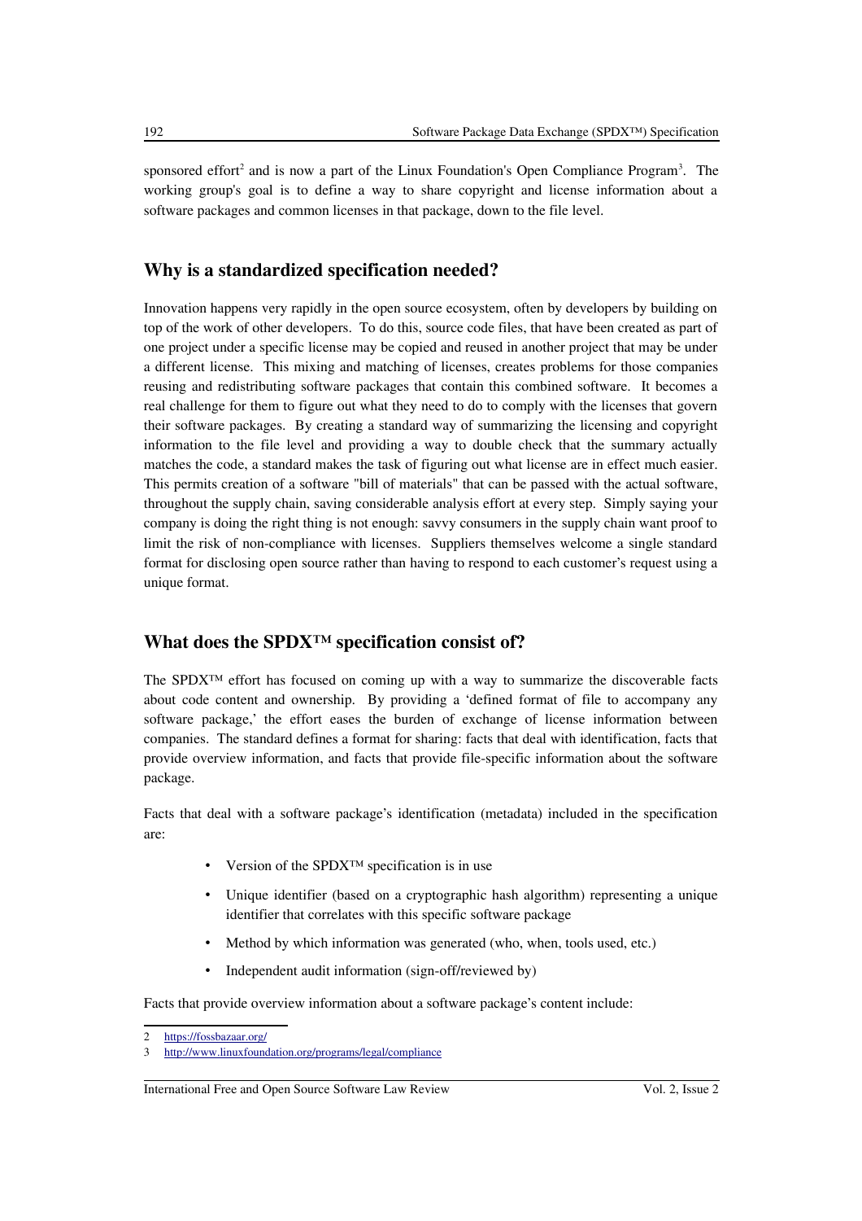sponsored effort[2] and is now a part of the Linux Foundation's Open Compliance Program[3]. The working group's goal is to define a way to share copyright and license information about a software packages and common licenses in that package, down to the file level.

## Why is a standardized specification needed?

Innovation happens very rapidly in the open source ecosystem, often by developers by building on top of the work of other developers. To do this, source code files, that have been created as part of one project under a specific license may be copied and reused in another project that may be under a different license. This mixing and matching of licenses, creates problems for those companies reusing and redistributing software packages that contain this combined software. It becomes a real challenge for them to figure out what they need to do to comply with the licenses that govern their software packages. By creating a standard way of summarizing the licensing and copyright information to the file level and providing a way to double check that the summary actually matches the code, a standard makes the task of figuring out what license are in effect much easier. This permits creation of a software "bill of materials" that can be passed with the actual software, throughout the supply chain, saving considerable analysis effort at every step. Simply saying your company is doing the right thing is not enough: savvy consumers in the supply chain want proof to limit the risk of non-compliance with licenses. Suppliers themselves welcome a single standard format for disclosing open source rather than having to respond to each customer's request using a unique format.

## What does the SPDX™ specification consist of?

The SPDX™ effort has focused on coming up with a way to summarize the discoverable facts about code content and ownership. By providing a 'defined format of file to accompany any software package,' the effort eases the burden of exchange of license information between companies. The standard defines a format for sharing: facts that deal with identification, facts that provide overview information, and facts that provide file-specific information about the software package.

Facts that deal with a software package's identification (metadata) included in the specification are:

- Version of the SPDX™ specification is in use
- Unique identifier (based on a cryptographic hash algorithm) representing a unique identifier that correlates with this specific software package
- Method by which information was generated (who, when, tools used, etc.)
- Independent audit information (sign-off/reviewed by)

Facts that provide overview information about a software package's content include:

2 https://fossbazaar.org/

3 http://www.linuxfoundation.org/programs/legal/compliance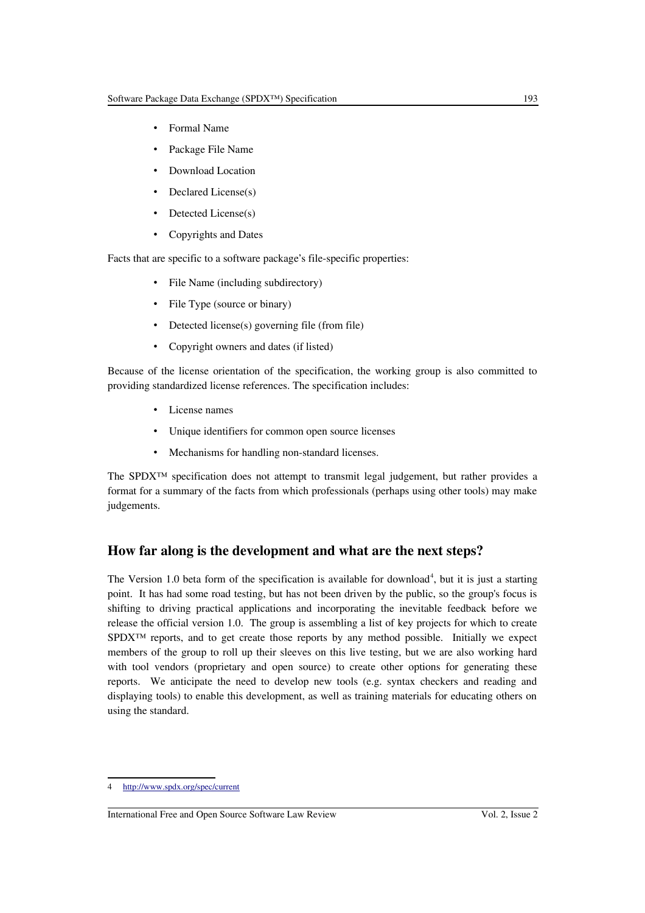- Formal Name
- Package File Name
- Download Location
- Declared License(s)
- Detected License(s)
- Copyrights and Dates

Facts that are specific to a software package's file-specific properties:

- File Name (including subdirectory)
- File Type (source or binary)
- Detected license(s) governing file (from file)
- Copyright owners and dates (if listed)

Because of the license orientation of the specification, the working group is also committed to providing standardized license references. The specification includes:

- License names
- Unique identifiers for common open source licenses
- Mechanisms for handling non-standard licenses.

The SPDX™ specification does not attempt to transmit legal judgement, but rather provides a format for a summary of the facts from which professionals (perhaps using other tools) may make judgements.

## How far along is the development and what are the next steps?

The Version 1.0 beta form of the specification is available for download[4], but it is just a starting point. It has had some road testing, but has not been driven by the public, so the group's focus is shifting to driving practical applications and incorporating the inevitable feedback before we release the official version 1.0. The group is assembling a list of key projects for which to create SPDX™ reports, and to get create those reports by any method possible. Initially we expect members of the group to roll up their sleeves on this live testing, but we are also working hard with tool vendors (proprietary and open source) to create other options for generating these reports. We anticipate the need to develop new tools (e.g. syntax checkers and reading and displaying tools) to enable this development, as well as training materials for educating others on using the standard.

---

4 http://www.spdx.org/spec/current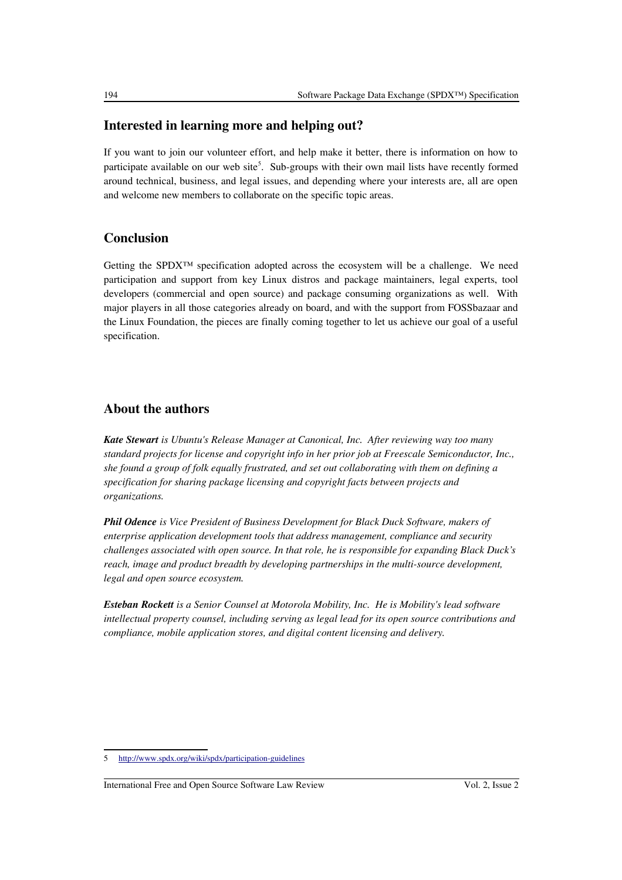## Interested in learning more and helping out?

If you want to join our volunteer effort, and help make it better, there is information on how to participate available on our web site[5]. Sub-groups with their own mail lists have recently formed around technical, business, and legal issues, and depending where your interests are, all are open and welcome new members to collaborate on the specific topic areas.

## Conclusion

Getting the SPDX™ specification adopted across the ecosystem will be a challenge. We need participation and support from key Linux distros and package maintainers, legal experts, tool developers (commercial and open source) and package consuming organizations as well. With major players in all those categories already on board, and with the support from FOSSbazaar and the Linux Foundation, the pieces are finally coming together to let us achieve our goal of a useful specification.

## About the authors

***Kate Stewart*** *is Ubuntu's Release Manager at Canonical, Inc. After reviewing way too many standard projects for license and copyright info in her prior job at Freescale Semiconductor, Inc., she found a group of folk equally frustrated, and set out collaborating with them on defining a specification for sharing package licensing and copyright facts between projects and organizations.*

***Phil Odence*** *is Vice President of Business Development for Black Duck Software, makers of enterprise application development tools that address management, compliance and security challenges associated with open source. In that role, he is responsible for expanding Black Duck's reach, image and product breadth by developing partnerships in the multi-source development, legal and open source ecosystem.*

***Esteban Rockett*** *is a Senior Counsel at Motorola Mobility, Inc. He is Mobility's lead software intellectual property counsel, including serving as legal lead for its open source contributions and compliance, mobile application stores, and digital content licensing and delivery.*

---

5 http://www.spdx.org/wiki/spdx/participation-guidelines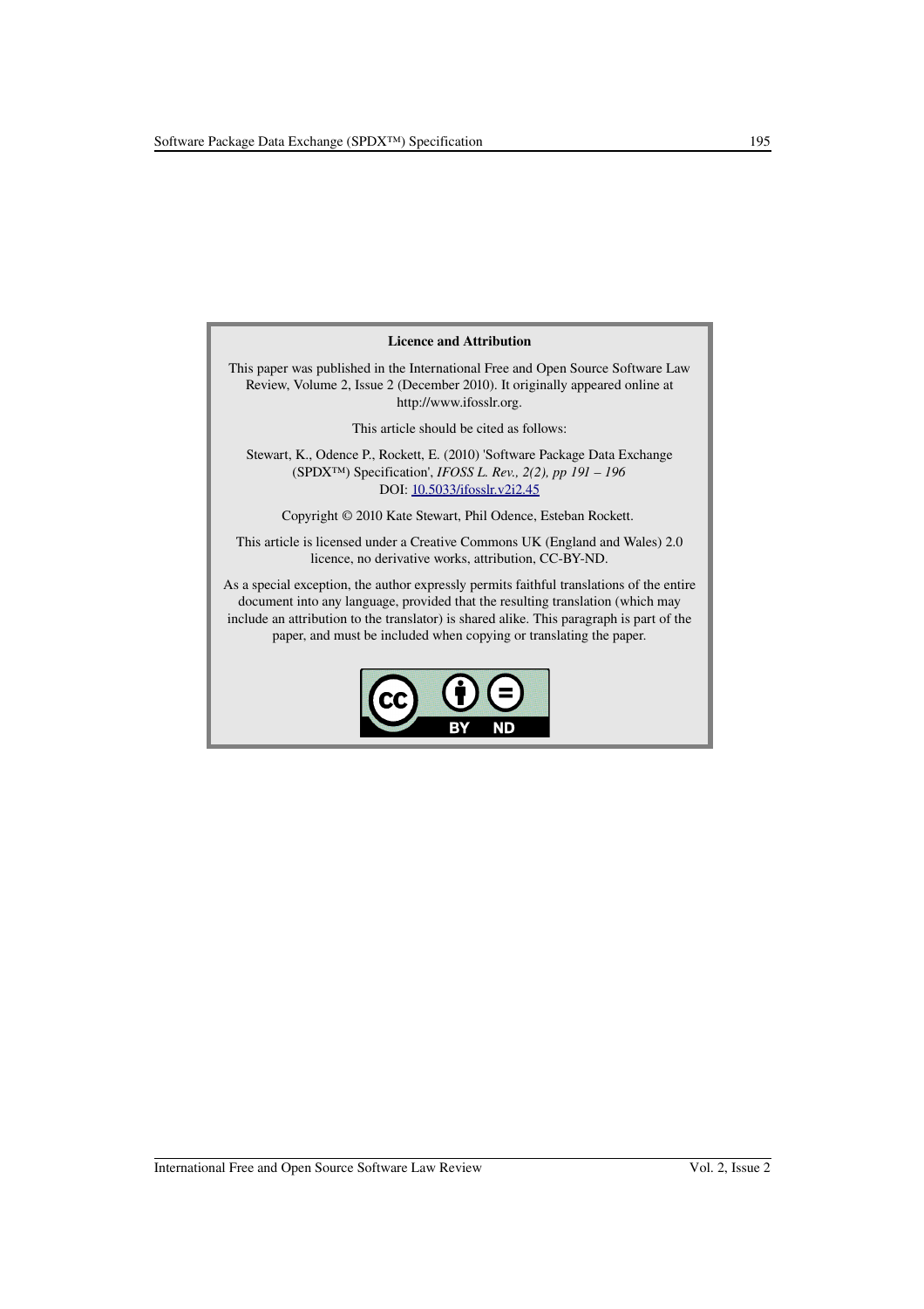**Licence and Attribution**

This paper was published in the International Free and Open Source Software Law Review, Volume 2, Issue 2 (December 2010). It originally appeared online at http://www.ifosslr.org.

This article should be cited as follows:

Stewart, K., Odence P., Rockett, E. (2010) 'Software Package Data Exchange (SPDX™) Specification', *IFOSS L. Rev., 2(2), pp 191 – 196*
DOI: [10.5033/ifosslr.v2i2.45](10.5033/ifosslr.v2i2.45)

Copyright © 2010 Kate Stewart, Phil Odence, Esteban Rockett.

This article is licensed under a Creative Commons UK (England and Wales) 2.0 licence, no derivative works, attribution, CC-BY-ND.

As a special exception, the author expressly permits faithful translations of the entire document into any language, provided that the resulting translation (which may include an attribution to the translator) is shared alike. This paragraph is part of the paper, and must be included when copying or translating the paper.